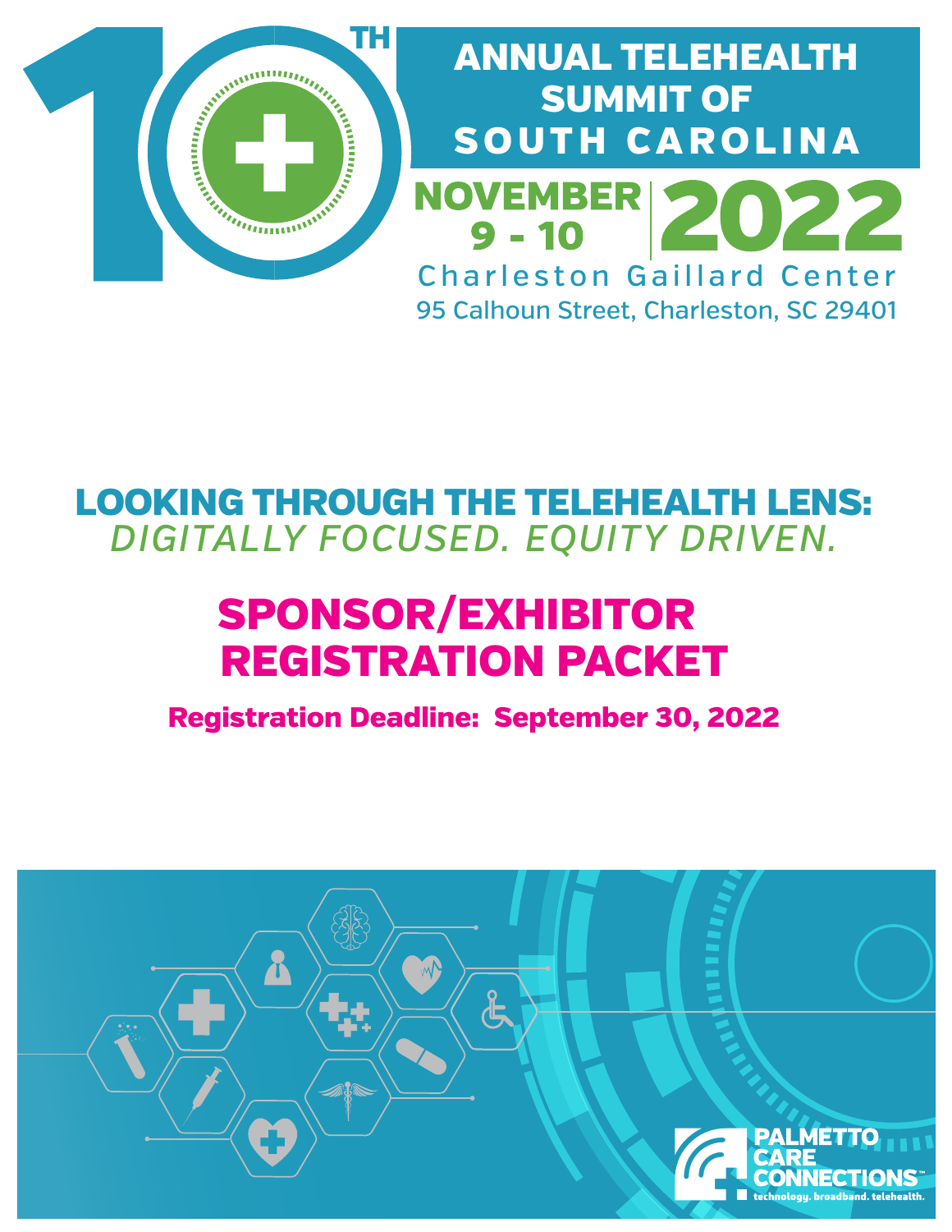# 10TH ANNUAL TELEHEALTH SUMMIT OF SOUTH CAROLINA

**NOVEMBER 9 - 10 2022**

Charleston Gaillard Center

95 Calhoun Street, Charleston, SC 29401

## LOOKING THROUGH THE TELEHEALTH LENS:

*DIGITALLY FOCUSED. EQUITY DRIVEN.*

# SPONSOR/EXHIBITOR REGISTRATION PACKET

**Registration Deadline: September 30, 2022**

PALMETTO CARE CONNECTIONS™

technology. broadband. telehealth.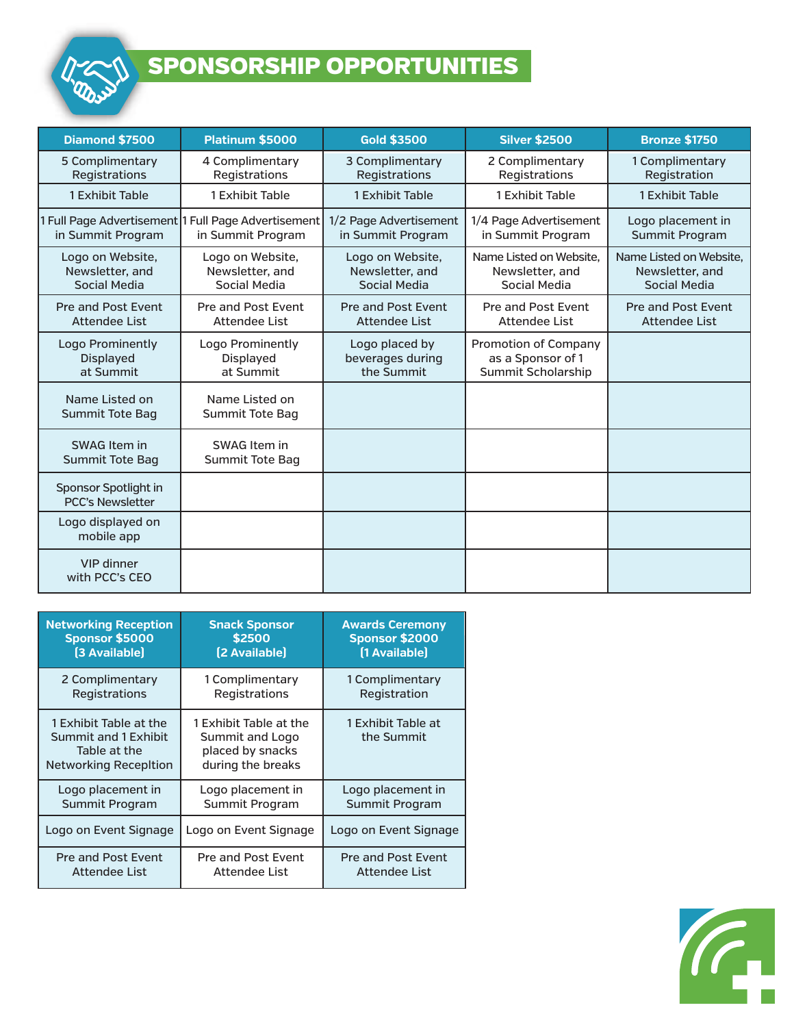# SPONSORSHIP OPPORTUNITIES

| Diamond $7500 | Platinum $5000 | Gold $3500 | Silver $2500 | Bronze $1750 |
|---|---|---|---|---|
| 5 Complimentary Registrations | 4 Complimentary Registrations | 3 Complimentary Registrations | 2 Complimentary Registrations | 1 Complimentary Registration |
| 1 Exhibit Table | 1 Exhibit Table | 1 Exhibit Table | 1 Exhibit Table | 1 Exhibit Table |
| 1 Full Page Advertisement in Summit Program | 1 Full Page Advertisement in Summit Program | 1/2 Page Advertisement in Summit Program | 1/4 Page Advertisement in Summit Program | Logo placement in Summit Program |
| Logo on Website, Newsletter, and Social Media | Logo on Website, Newsletter, and Social Media | Logo on Website, Newsletter, and Social Media | Name Listed on Website, Newsletter, and Social Media | Name Listed on Website, Newsletter, and Social Media |
| Pre and Post Event Attendee List | Pre and Post Event Attendee List | Pre and Post Event Attendee List | Pre and Post Event Attendee List | Pre and Post Event Attendee List |
| Logo Prominently Displayed at Summit | Logo Prominently Displayed at Summit | Logo placed by beverages during the Summit | Promotion of Company as a Sponsor of 1 Summit Scholarship | |
| Name Listed on Summit Tote Bag | Name Listed on Summit Tote Bag | | | |
| SWAG Item in Summit Tote Bag | SWAG Item in Summit Tote Bag | | | |
| Sponsor Spotlight in PCC's Newsletter | | | | |
| Logo displayed on mobile app | | | | |
| VIP dinner with PCC's CEO | | | | |

| Networking Reception Sponsor $5000 (3 Available) | Snack Sponsor $2500 (2 Available) | Awards Ceremony Sponsor $2000 (1 Available) |
|---|---|---|
| 2 Complimentary Registrations | 1 Complimentary Registrations | 1 Complimentary Registration |
| 1 Exhibit Table at the Summit and 1 Exhibit Table at the Networking Recepltion | 1 Exhibit Table at the Summit and Logo placed by snacks during the breaks | 1 Exhibit Table at the Summit |
| Logo placement in Summit Program | Logo placement in Summit Program | Logo placement in Summit Program |
| Logo on Event Signage | Logo on Event Signage | Logo on Event Signage |
| Pre and Post Event Attendee List | Pre and Post Event Attendee List | Pre and Post Event Attendee List |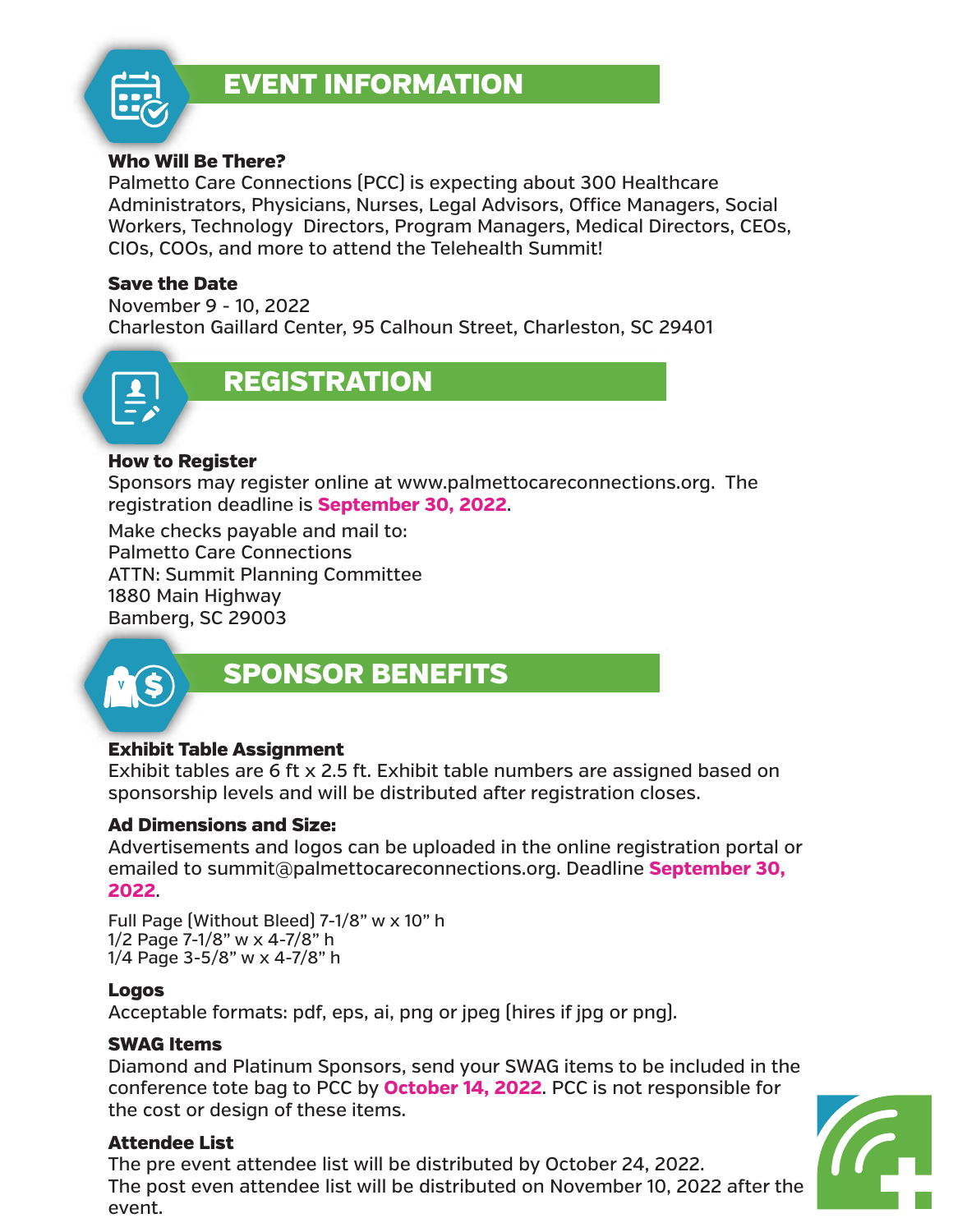## EVENT INFORMATION

### Who Will Be There?

Palmetto Care Connections (PCC) is expecting about 300 Healthcare Administrators, Physicians, Nurses, Legal Advisors, Office Managers, Social Workers, Technology Directors, Program Managers, Medical Directors, CEOs, CIOs, COOs, and more to attend the Telehealth Summit!

### Save the Date

November 9 - 10, 2022
Charleston Gaillard Center, 95 Calhoun Street, Charleston, SC 29401

## REGISTRATION

### How to Register

Sponsors may register online at www.palmettocareconnections.org. The registration deadline is **September 30, 2022**.

Make checks payable and mail to:
Palmetto Care Connections
ATTN: Summit Planning Committee
1880 Main Highway
Bamberg, SC 29003

## SPONSOR BENEFITS

### Exhibit Table Assignment

Exhibit tables are 6 ft x 2.5 ft. Exhibit table numbers are assigned based on sponsorship levels and will be distributed after registration closes.

### Ad Dimensions and Size:

Advertisements and logos can be uploaded in the online registration portal or emailed to summit@palmettocareconnections.org. Deadline **September 30, 2022**.

Full Page (Without Bleed) 7-1/8" w x 10" h
1/2 Page 7-1/8" w x 4-7/8" h
1/4 Page 3-5/8" w x 4-7/8" h

### Logos

Acceptable formats: pdf, eps, ai, png or jpeg (hires if jpg or png).

### SWAG Items

Diamond and Platinum Sponsors, send your SWAG items to be included in the conference tote bag to PCC by **October 14, 2022**. PCC is not responsible for the cost or design of these items.

### Attendee List

The pre event attendee list will be distributed by October 24, 2022.
The post even attendee list will be distributed on November 10, 2022 after the event.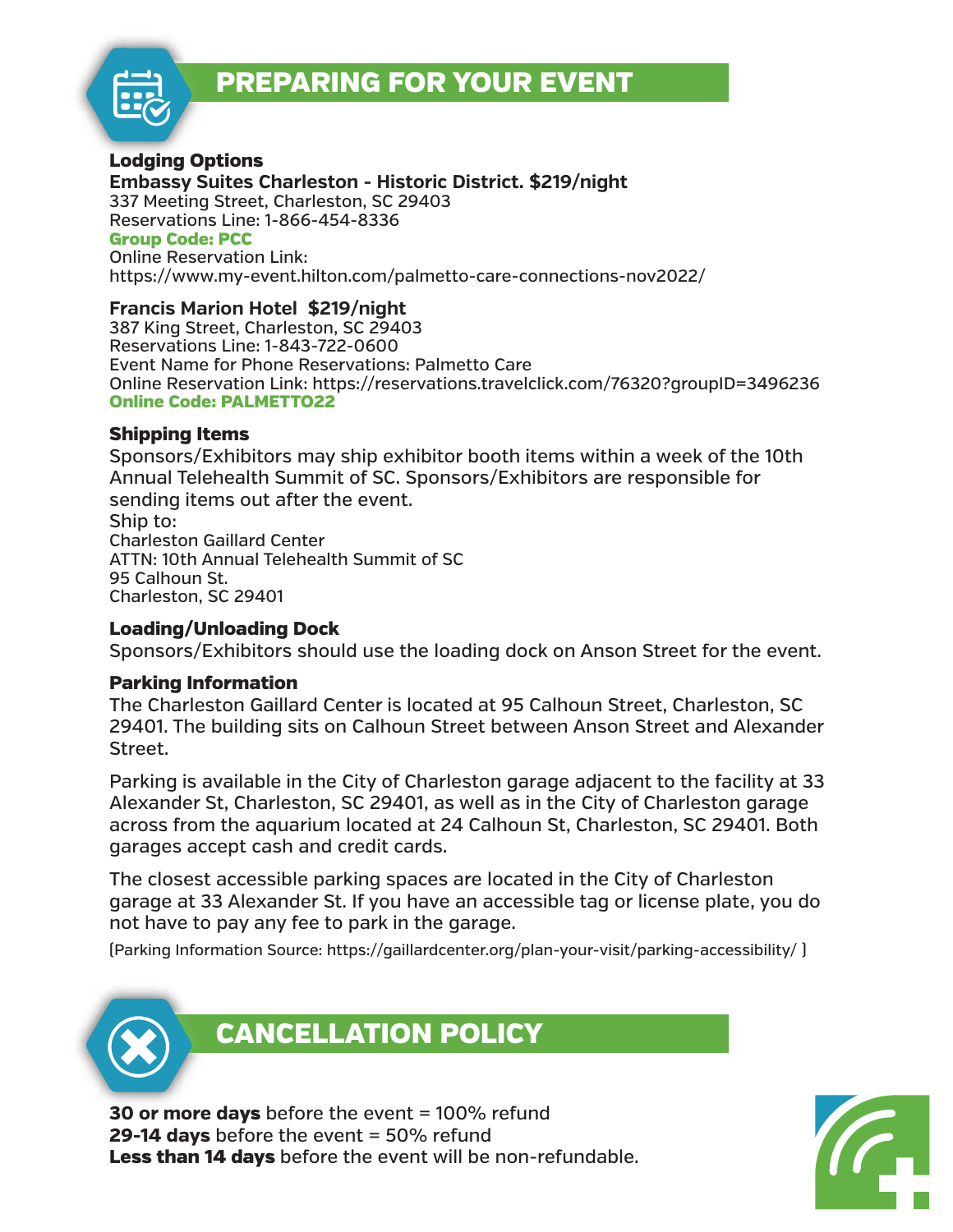# PREPARING FOR YOUR EVENT

### Lodging Options

**Embassy Suites Charleston - Historic District. $219/night**
337 Meeting Street, Charleston, SC 29403
Reservations Line: 1-866-454-8336
**Group Code: PCC**
Online Reservation Link:
https://www.my-event.hilton.com/palmetto-care-connections-nov2022/

**Francis Marion Hotel $219/night**
387 King Street, Charleston, SC 29403
Reservations Line: 1-843-722-0600
Event Name for Phone Reservations: Palmetto Care
Online Reservation Link: https://reservations.travelclick.com/76320?groupID=3496236
**Online Code: PALMETTO22**

### Shipping Items

Sponsors/Exhibitors may ship exhibitor booth items within a week of the 10th Annual Telehealth Summit of SC. Sponsors/Exhibitors are responsible for sending items out after the event.

Ship to:
Charleston Gaillard Center
ATTN: 10th Annual Telehealth Summit of SC
95 Calhoun St.
Charleston, SC 29401

### Loading/Unloading Dock

Sponsors/Exhibitors should use the loading dock on Anson Street for the event.

### Parking Information

The Charleston Gaillard Center is located at 95 Calhoun Street, Charleston, SC 29401. The building sits on Calhoun Street between Anson Street and Alexander Street.

Parking is available in the City of Charleston garage adjacent to the facility at 33 Alexander St, Charleston, SC 29401, as well as in the City of Charleston garage across from the aquarium located at 24 Calhoun St, Charleston, SC 29401. Both garages accept cash and credit cards.

The closest accessible parking spaces are located in the City of Charleston garage at 33 Alexander St. If you have an accessible tag or license plate, you do not have to pay any fee to park in the garage.

(Parking Information Source: https://gaillardcenter.org/plan-your-visit/parking-accessibility/ )

# CANCELLATION POLICY

**30 or more days** before the event = 100% refund
**29-14 days** before the event = 50% refund
**Less than 14 days** before the event will be non-refundable.